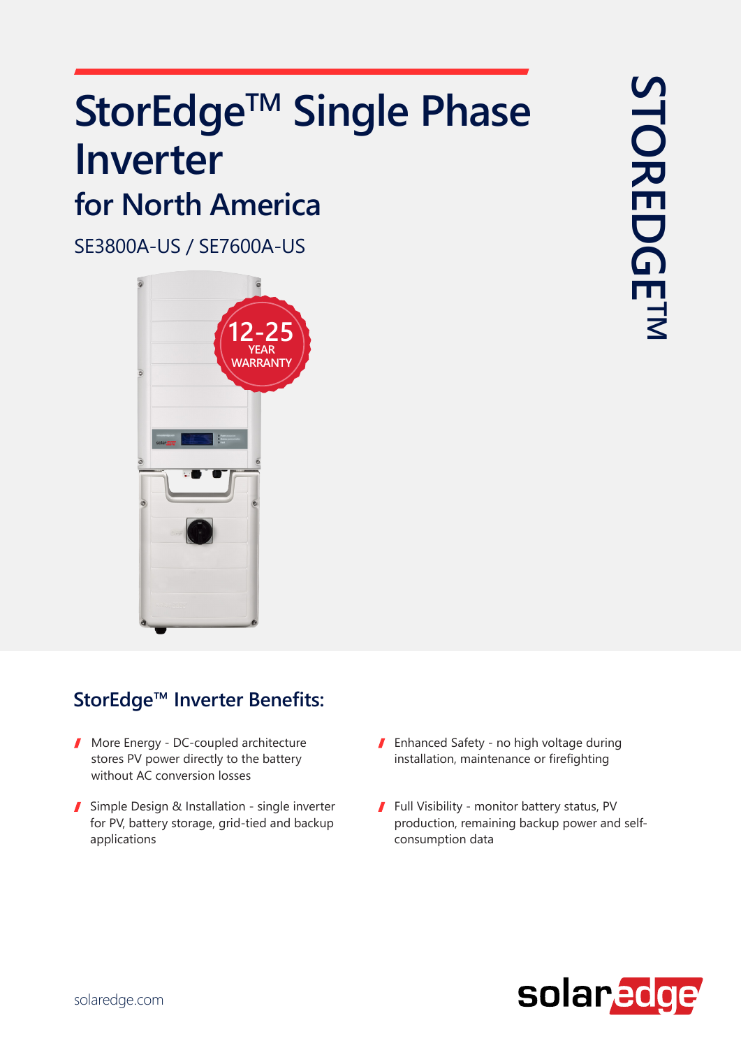# StorEdge™ Single Phase Inverter

## for North America

SE3800A-US / SE7600A-US

12-25 YEAR WARRANTY

STOREDGE™

## StorEdge™ Inverter Benefits:

- More Energy - DC-coupled architecture stores PV power directly to the battery without AC conversion losses
- Simple Design & Installation - single inverter for PV, battery storage, grid-tied and backup applications
- Enhanced Safety - no high voltage during installation, maintenance or firefighting
- Full Visibility - monitor battery status, PV production, remaining backup power and self-consumption data

solaredge.com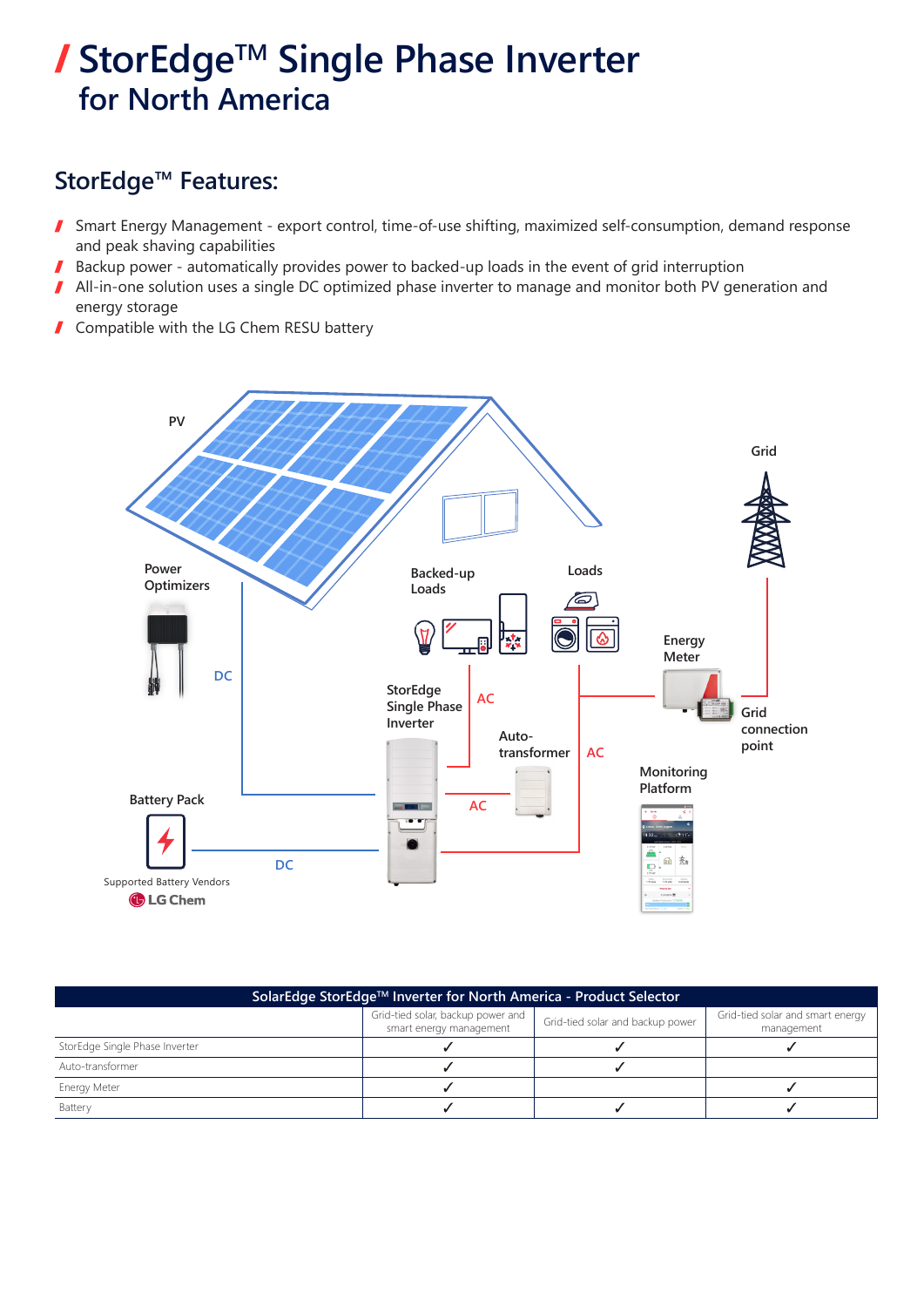# / StorEdge™ Single Phase Inverter for North America

## StorEdge™ Features:

- Smart Energy Management - export control, time-of-use shifting, maximized self-consumption, demand response and peak shaving capabilities
- Backup power - automatically provides power to backed-up loads in the event of grid interruption
- All-in-one solution uses a single DC optimized phase inverter to manage and monitor both PV generation and energy storage
- Compatible with the LG Chem RESU battery

PV

Grid

Power Optimizers

Backed-up Loads

Loads

Energy Meter

DC

StorEdge Single Phase Inverter

AC

Grid connection point

Auto-transformer

AC

Monitoring Platform

Battery Pack

AC

DC

Supported Battery Vendors

LG Chem

| SolarEdge StorEdge™ Inverter for North America - Product Selector | | | |
|---|---|---|---|
| | Grid-tied solar, backup power and smart energy management | Grid-tied solar and backup power | Grid-tied solar and smart energy management |
| StorEdge Single Phase Inverter | ✓ | ✓ | ✓ |
| Auto-transformer | ✓ | ✓ | |
| Energy Meter | ✓ | | ✓ |
| Battery | ✓ | ✓ | ✓ |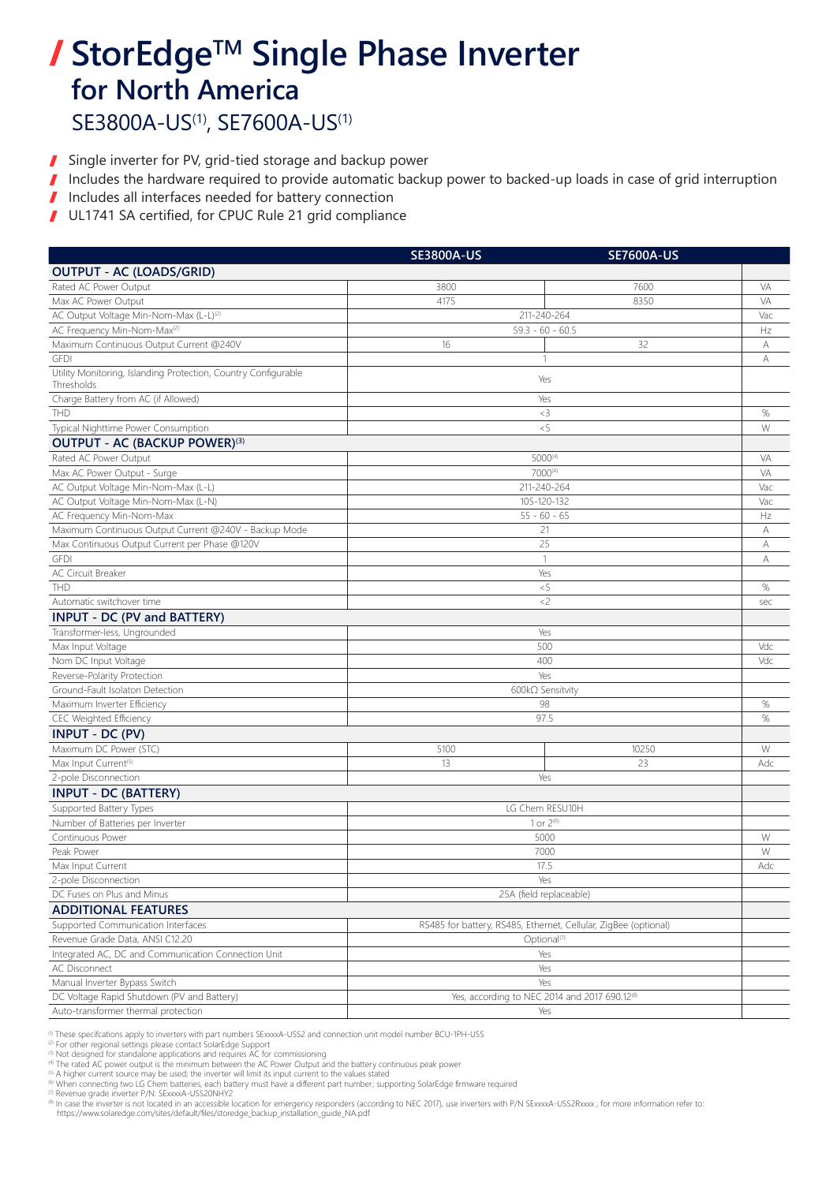# / StorEdge™ Single Phase Inverter for North America

## SE3800A-US[1], SE7600A-US[1]

- Single inverter for PV, grid-tied storage and backup power
- Includes the hardware required to provide automatic backup power to backed-up loads in case of grid interruption
- Includes all interfaces needed for battery connection
- UL1741 SA certified, for CPUC Rule 21 grid compliance

| | SE3800A-US | SE7600A-US | |
|---|---|---|---|
| **OUTPUT - AC (LOADS/GRID)** | | | |
| Rated AC Power Output | 3800 | 7600 | VA |
| Max AC Power Output | 4175 | 8350 | VA |
| AC Output Voltage Min-Nom-Max (L-L)[2] | 211-240-264 | | Vac |
| AC Frequency Min-Nom-Max[2] | 59.3 - 60 - 60.5 | | Hz |
| Maximum Continuous Output Current @240V | 16 | 32 | A |
| GFDI | 1 | | A |
| Utility Monitoring, Islanding Protection, Country Configurable Thresholds | Yes | | |
| Charge Battery from AC (if Allowed) | Yes | | |
| THD | <3 | | % |
| Typical Nighttime Power Consumption | <5 | | W |
| **OUTPUT - AC (BACKUP POWER)[3]** | | | |
| Rated AC Power Output | 5000[4] | | VA |
| Max AC Power Output - Surge | 7000[4] | | VA |
| AC Output Voltage Min-Nom-Max (L-L) | 211-240-264 | | Vac |
| AC Output Voltage Min-Nom-Max (L-N) | 105-120-132 | | Vac |
| AC Frequency Min-Nom-Max | 55 - 60 - 65 | | Hz |
| Maximum Continuous Output Current @240V - Backup Mode | 21 | | A |
| Max Continuous Output Current per Phase @120V | 25 | | A |
| GFDI | 1 | | A |
| AC Circuit Breaker | Yes | | |
| THD | <5 | | % |
| Automatic switchover time | <2 | | sec |
| **INPUT - DC (PV and BATTERY)** | | | |
| Transformer-less, Ungrounded | Yes | | |
| Max Input Voltage | 500 | | Vdc |
| Nom DC Input Voltage | 400 | | Vdc |
| Reverse-Polarity Protection | Yes | | |
| Ground-Fault Isolaton Detection | 600kΩ Sensitvity | | |
| Maximum Inverter Efficiency | 98 | | % |
| CEC Weighted Efficiency | 97.5 | | % |
| **INPUT - DC (PV)** | | | |
| Maximum DC Power (STC) | 5100 | 10250 | W |
| Max Input Current[5] | 13 | 23 | Adc |
| 2-pole Disconnection | Yes | | |
| **INPUT - DC (BATTERY)** | | | |
| Supported Battery Types | LG Chem RESU10H | | |
| Number of Batteries per Inverter | 1 or 2[6] | | |
| Continuous Power | 5000 | | W |
| Peak Power | 7000 | | W |
| Max Input Current | 17.5 | | Adc |
| 2-pole Disconnection | Yes | | |
| DC Fuses on Plus and Minus | 25A (field replaceable) | | |
| **ADDITIONAL FEATURES** | | | |
| Supported Communication Interfaces | RS485 for battery, RS485, Ethernet, Cellular, ZigBee (optional) | | |
| Revenue Grade Data, ANSI C12.20 | Optional[7] | | |
| Integrated AC, DC and Communication Connection Unit | Yes | | |
| AC Disconnect | Yes | | |
| Manual Inverter Bypass Switch | Yes | | |
| DC Voltage Rapid Shutdown (PV and Battery) | Yes, according to NEC 2014 and 2017 690.12[8] | | |
| Auto-transformer thermal protection | Yes | | |

[1] These specifcations apply to inverters with part numbers SExxxxA-USS2 and connection unit model number BCU-1PH-USS
[2] For other regional settings please contact SolarEdge Support
[3] Not designed for standalone applications and requires AC for commissioning
[4] The rated AC power output is the minimum between the AC Power Output and the battery continuous peak power
[5] A higher current source may be used; the inverter will limit its input current to the values stated
[6] When connecting two LG Chem batteries, each battery must have a different part number; supporting SolarEdge firmware required
[7] Revenue grade inverter P/N: SExxxxA-USS20NHY2
[8] In case the inverter is not located in an accessible location for emergency responders (according to NEC 2017), use inverters with P/N SExxxxA-USS2Rxxxx ; for more information refer to: https://www.solaredge.com/sites/default/files/storedge_backup_installation_guide_NA.pdf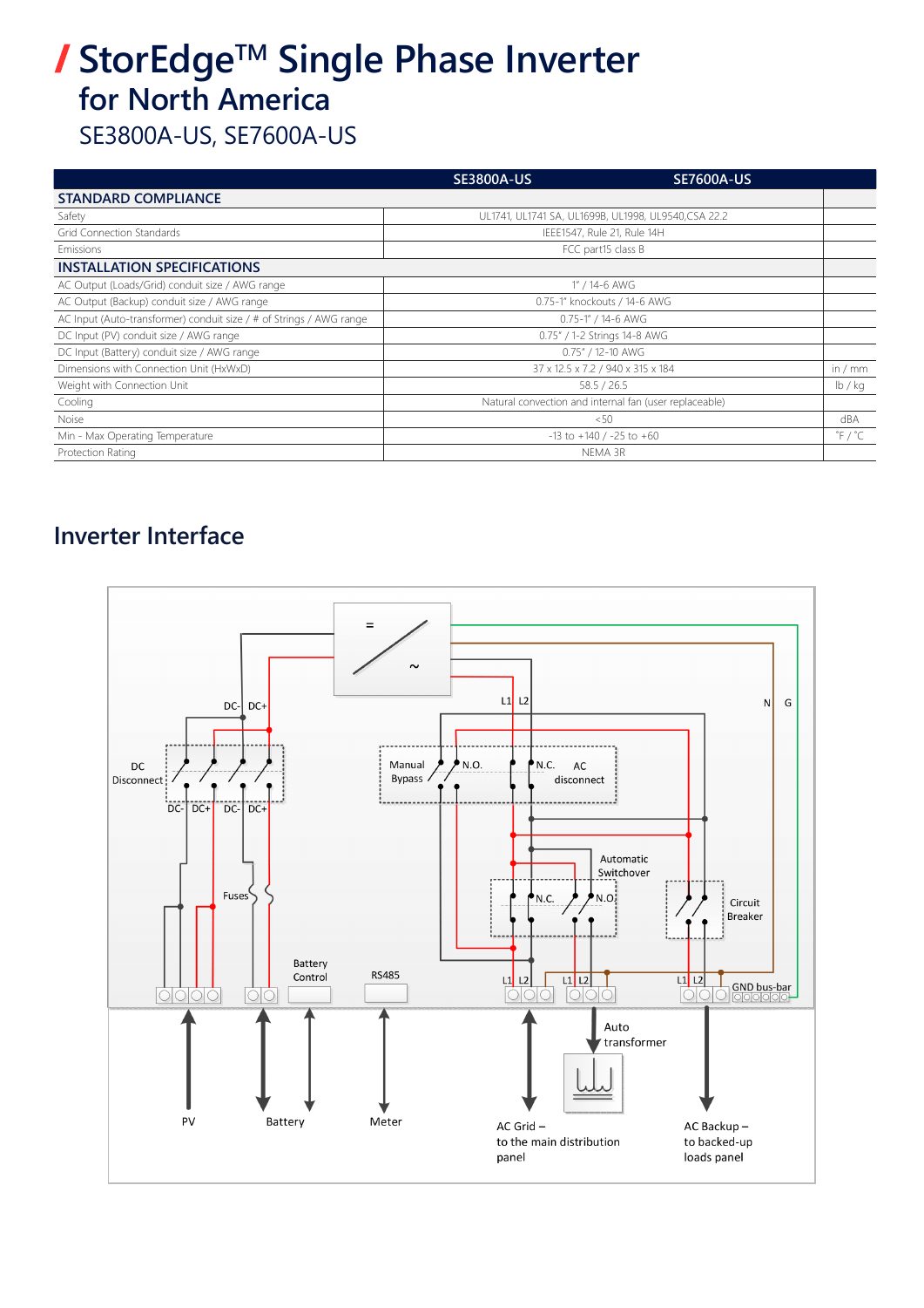# / StorEdge™ Single Phase Inverter for North America

SE3800A-US, SE7600A-US

| | SE3800A-US | SE7600A-US | |
|---|---|---|---|
| **STANDARD COMPLIANCE** | | | |
| Safety | UL1741, UL1741 SA, UL1699B, UL1998, UL9540,CSA 22.2 | | |
| Grid Connection Standards | IEEE1547, Rule 21, Rule 14H | | |
| Emissions | FCC part15 class B | | |
| **INSTALLATION SPECIFICATIONS** | | | |
| AC Output (Loads/Grid) conduit size / AWG range | 1" / 14-6 AWG | | |
| AC Output (Backup) conduit size / AWG range | 0.75-1" knockouts / 14-6 AWG | | |
| AC Input (Auto-transformer) conduit size / # of Strings / AWG range | 0.75-1" / 14-6 AWG | | |
| DC Input (PV) conduit size / AWG range | 0.75" / 1-2 Strings 14-8 AWG | | |
| DC Input (Battery) conduit size / AWG range | 0.75" / 12-10 AWG | | |
| Dimensions with Connection Unit (HxWxD) | 37 x 12.5 x 7.2 / 940 x 315 x 184 | | in / mm |
| Weight with Connection Unit | 58.5 / 26.5 | | lb / kg |
| Cooling | Natural convection and internal fan (user replaceable) | | |
| Noise | <50 | | dBA |
| Min - Max Operating Temperature | -13 to +140 / -25 to +60 | | °F / °C |
| Protection Rating | NEMA 3R | | |

## Inverter Interface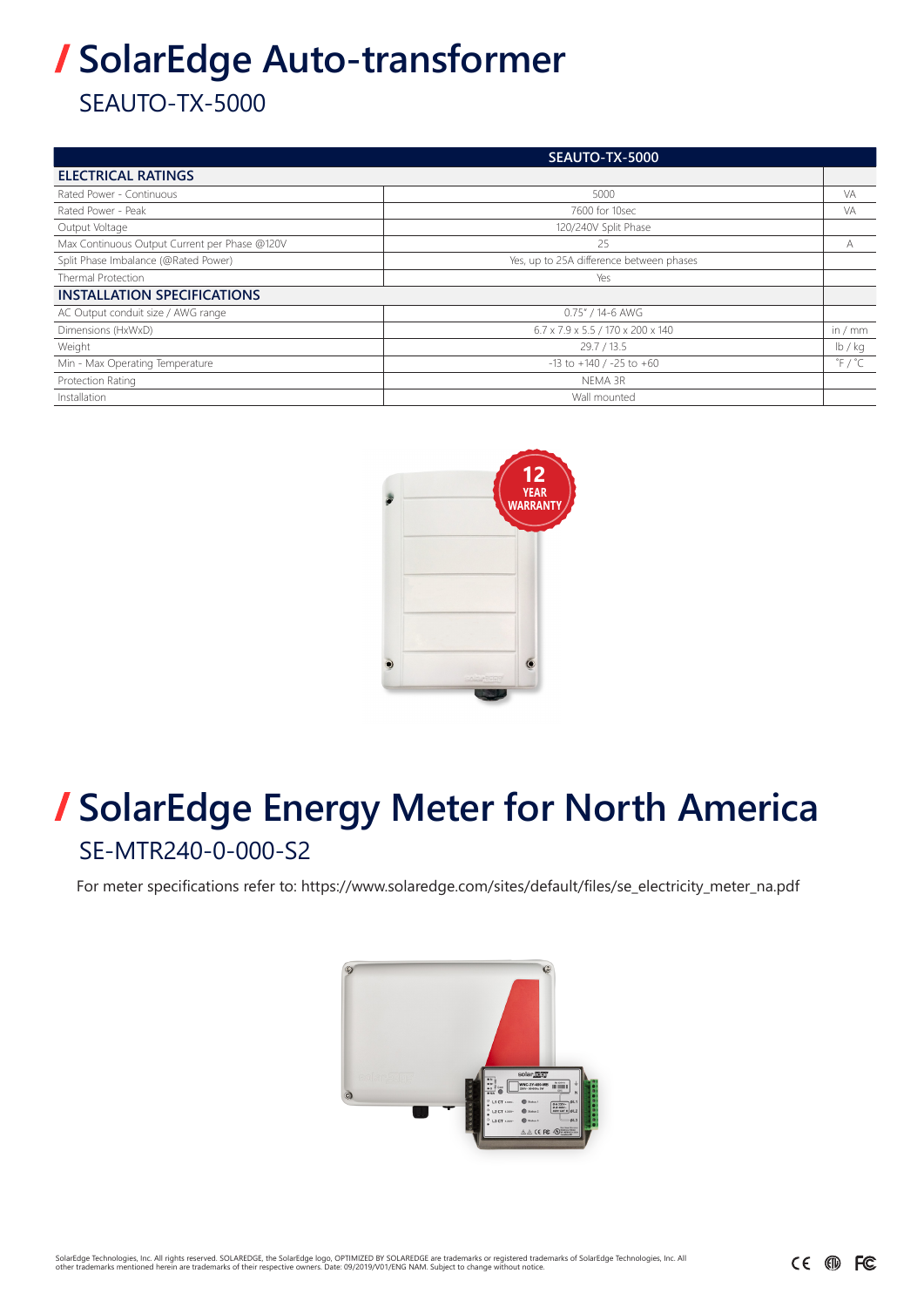# / SolarEdge Auto-transformer

## SEAUTO-TX-5000

| | SEAUTO-TX-5000 | |
|---|---|---|
| **ELECTRICAL RATINGS** | | |
| Rated Power - Continuous | 5000 | VA |
| Rated Power - Peak | 7600 for 10sec | VA |
| Output Voltage | 120/240V Split Phase | |
| Max Continuous Output Current per Phase @120V | 25 | A |
| Split Phase Imbalance (@Rated Power) | Yes, up to 25A difference between phases | |
| Thermal Protection | Yes | |
| **INSTALLATION SPECIFICATIONS** | | |
| AC Output conduit size / AWG range | 0.75" / 14-6 AWG | |
| Dimensions (HxWxD) | 6.7 x 7.9 x 5.5 / 170 x 200 x 140 | in / mm |
| Weight | 29.7 / 13.5 | lb / kg |
| Min - Max Operating Temperature | -13 to +140 / -25 to +60 | ˚F / ˚C |
| Protection Rating | NEMA 3R | |
| Installation | Wall mounted | |

12 YEAR WARRANTY

# / SolarEdge Energy Meter for North America

## SE-MTR240-0-000-S2

For meter specifications refer to: https://www.solaredge.com/sites/default/files/se_electricity_meter_na.pdf

SolarEdge Technologies, Inc. All rights reserved. SOLAREDGE, the SolarEdge logo, OPTIMIZED BY SOLAREDGE are trademarks or registered trademarks of SolarEdge Technologies, Inc. All other trademarks mentioned herein are trademarks of their respective owners. Date: 09/2019/V01/ENG NAM. Subject to change without notice.